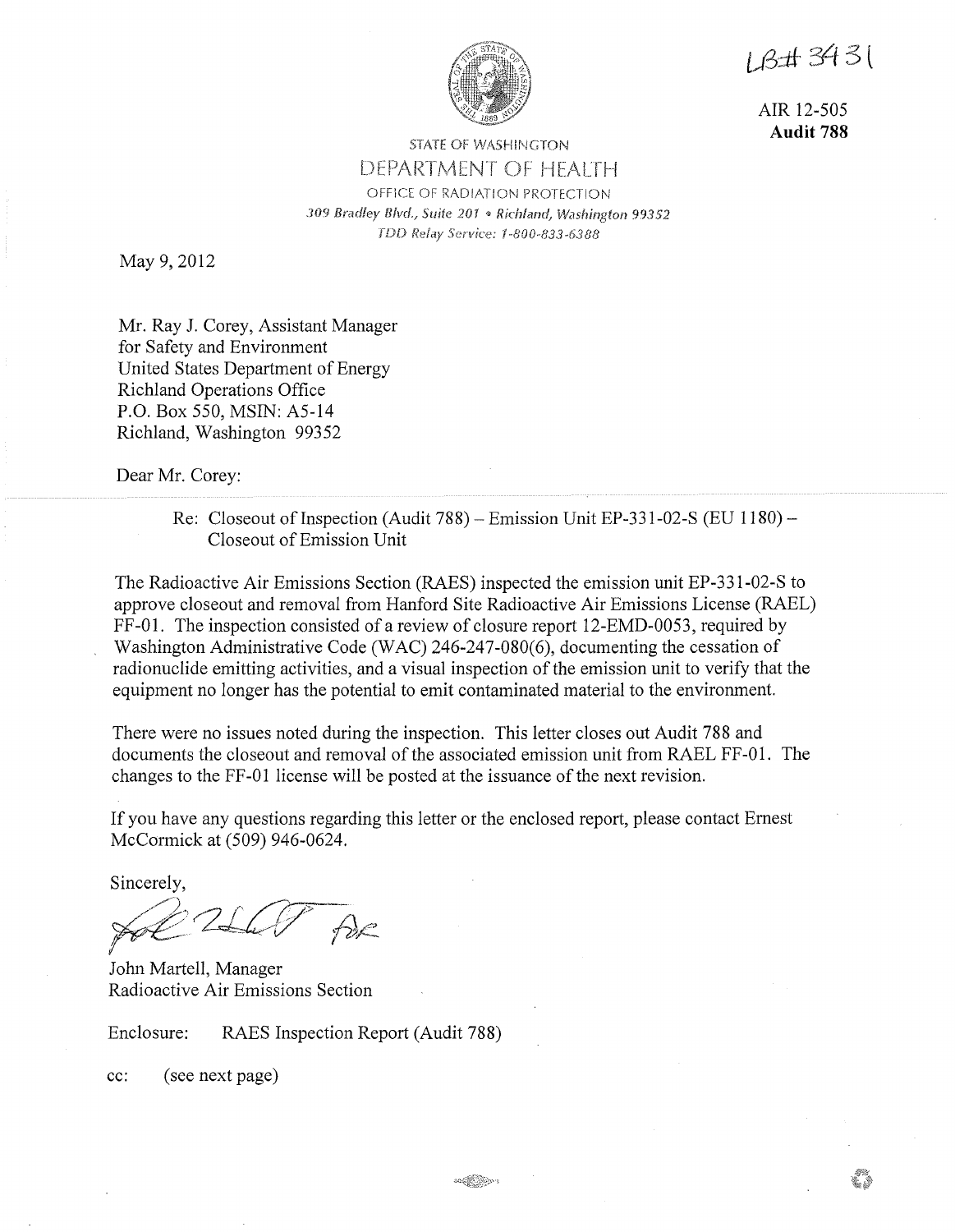LB# 3431

AIR 12-505
**Audit 788**

STATE OF WASHINGTON
DEPARTMENT OF HEALTH
OFFICE OF RADIATION PROTECTION
*309 Bradley Blvd., Suite 201 • Richland, Washington 99352*
*TDD Relay Service: 1-800-833-6388*

May 9, 2012

Mr. Ray J. Corey, Assistant Manager
for Safety and Environment
United States Department of Energy
Richland Operations Office
P.O. Box 550, MSIN: A5-14
Richland, Washington 99352

Dear Mr. Corey:

Re: Closeout of Inspection (Audit 788) – Emission Unit EP-331-02-S (EU 1180) – Closeout of Emission Unit

The Radioactive Air Emissions Section (RAES) inspected the emission unit EP-331-02-S to approve closeout and removal from Hanford Site Radioactive Air Emissions License (RAEL) FF-01. The inspection consisted of a review of closure report 12-EMD-0053, required by Washington Administrative Code (WAC) 246-247-080(6), documenting the cessation of radionuclide emitting activities, and a visual inspection of the emission unit to verify that the equipment no longer has the potential to emit contaminated material to the environment.

There were no issues noted during the inspection. This letter closes out Audit 788 and documents the closeout and removal of the associated emission unit from RAEL FF-01. The changes to the FF-01 license will be posted at the issuance of the next revision.

If you have any questions regarding this letter or the enclosed report, please contact Ernest McCormick at (509) 946-0624.

Sincerely,

John Martell, Manager
Radioactive Air Emissions Section

Enclosure: RAES Inspection Report (Audit 788)

cc: (see next page)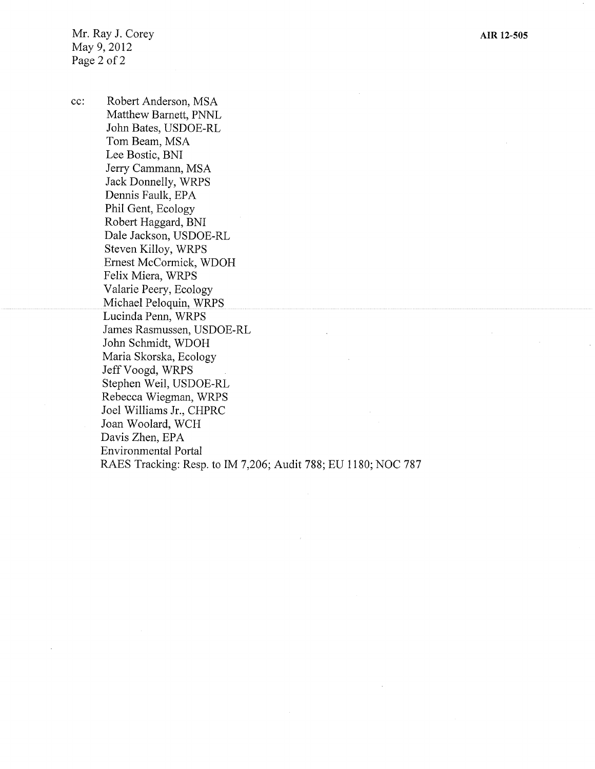cc: Robert Anderson, MSA
Matthew Barnett, PNNL
John Bates, USDOE-RL
Tom Beam, MSA
Lee Bostic, BNI
Jerry Cammann, MSA
Jack Donnelly, WRPS
Dennis Faulk, EPA
Phil Gent, Ecology
Robert Haggard, BNI
Dale Jackson, USDOE-RL
Steven Killoy, WRPS
Ernest McCormick, WDOH
Felix Miera, WRPS
Valarie Peery, Ecology
Michael Peloquin, WRPS
Lucinda Penn, WRPS
James Rasmussen, USDOE-RL
John Schmidt, WDOH
Maria Skorska, Ecology
Jeff Voogd, WRPS
Stephen Weil, USDOE-RL
Rebecca Wiegman, WRPS
Joel Williams Jr., CHPRC
Joan Woolard, WCH
Davis Zhen, EPA
Environmental Portal
RAES Tracking: Resp. to IM 7,206; Audit 788; EU 1180; NOC 787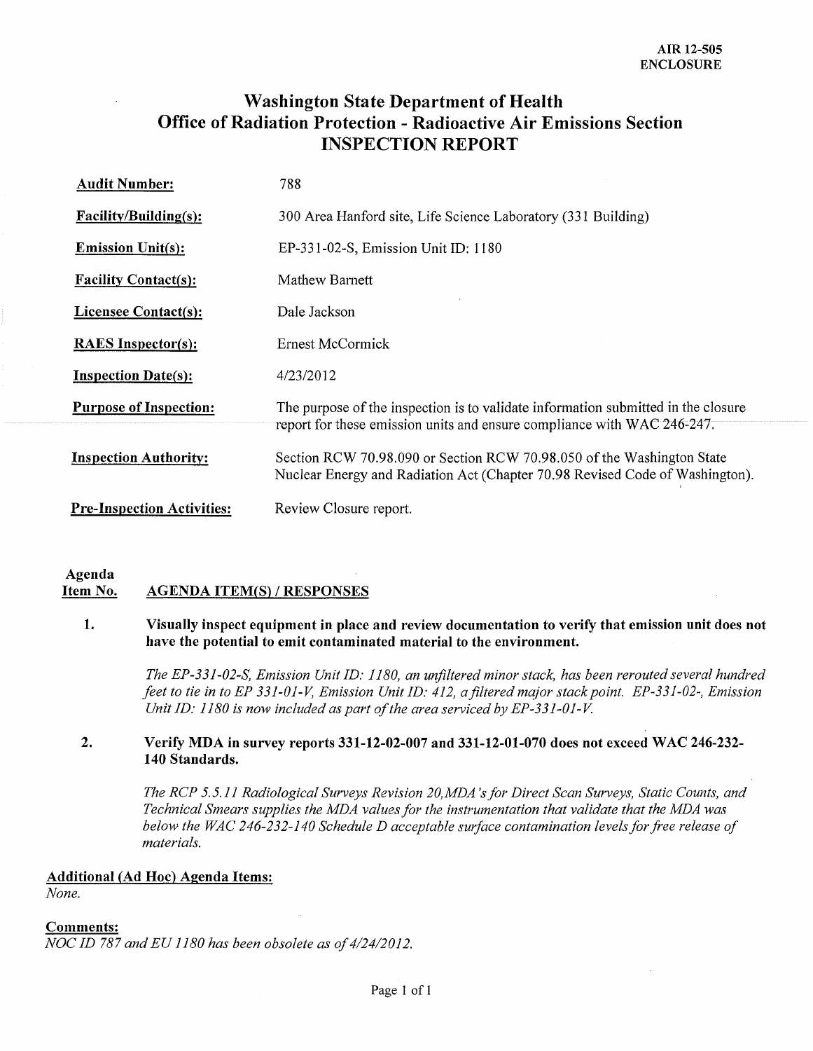AIR 12-505
ENCLOSURE

# Washington State Department of Health
## Office of Radiation Protection - Radioactive Air Emissions Section
## INSPECTION REPORT

| | |
|---|---|
| **Audit Number:** | 788 |
| **Facility/Building(s):** | 300 Area Hanford site, Life Science Laboratory (331 Building) |
| **Emission Unit(s):** | EP-331-02-S, Emission Unit ID: 1180 |
| **Facility Contact(s):** | Mathew Barnett |
| **Licensee Contact(s):** | Dale Jackson |
| **RAES Inspector(s):** | Ernest McCormick |
| **Inspection Date(s):** | 4/23/2012 |
| **Purpose of Inspection:** | The purpose of the inspection is to validate information submitted in the closure report for these emission units and ensure compliance with WAC 246-247. |
| **Inspection Authority:** | Section RCW 70.98.090 or Section RCW 70.98.050 of the Washington State Nuclear Energy and Radiation Act (Chapter 70.98 Revised Code of Washington). |
| **Pre-Inspection Activities:** | Review Closure report. |

**Agenda Item No.** **AGENDA ITEM(S) / RESPONSES**

1. **Visually inspect equipment in place and review documentation to verify that emission unit does not have the potential to emit contaminated material to the environment.**

   *The EP-331-02-S, Emission Unit ID: 1180, an unfiltered minor stack, has been rerouted several hundred feet to tie in to EP 331-01-V, Emission Unit ID: 412, a filtered major stack point. EP-331-02-, Emission Unit ID: 1180 is now included as part of the area serviced by EP-331-01-V.*

2. **Verify MDA in survey reports 331-12-02-007 and 331-12-01-070 does not exceed WAC 246-232-140 Standards.**

   *The RCP 5.5.11 Radiological Surveys Revision 20,MDA's for Direct Scan Surveys, Static Counts, and Technical Smears supplies the MDA values for the instrumentation that validate that the MDA was below the WAC 246-232-140 Schedule D acceptable surface contamination levels for free release of materials.*

**Additional (Ad Hoc) Agenda Items:**
*None.*

**Comments:**
*NOC ID 787 and EU 1180 has been obsolete as of 4/24/2012.*